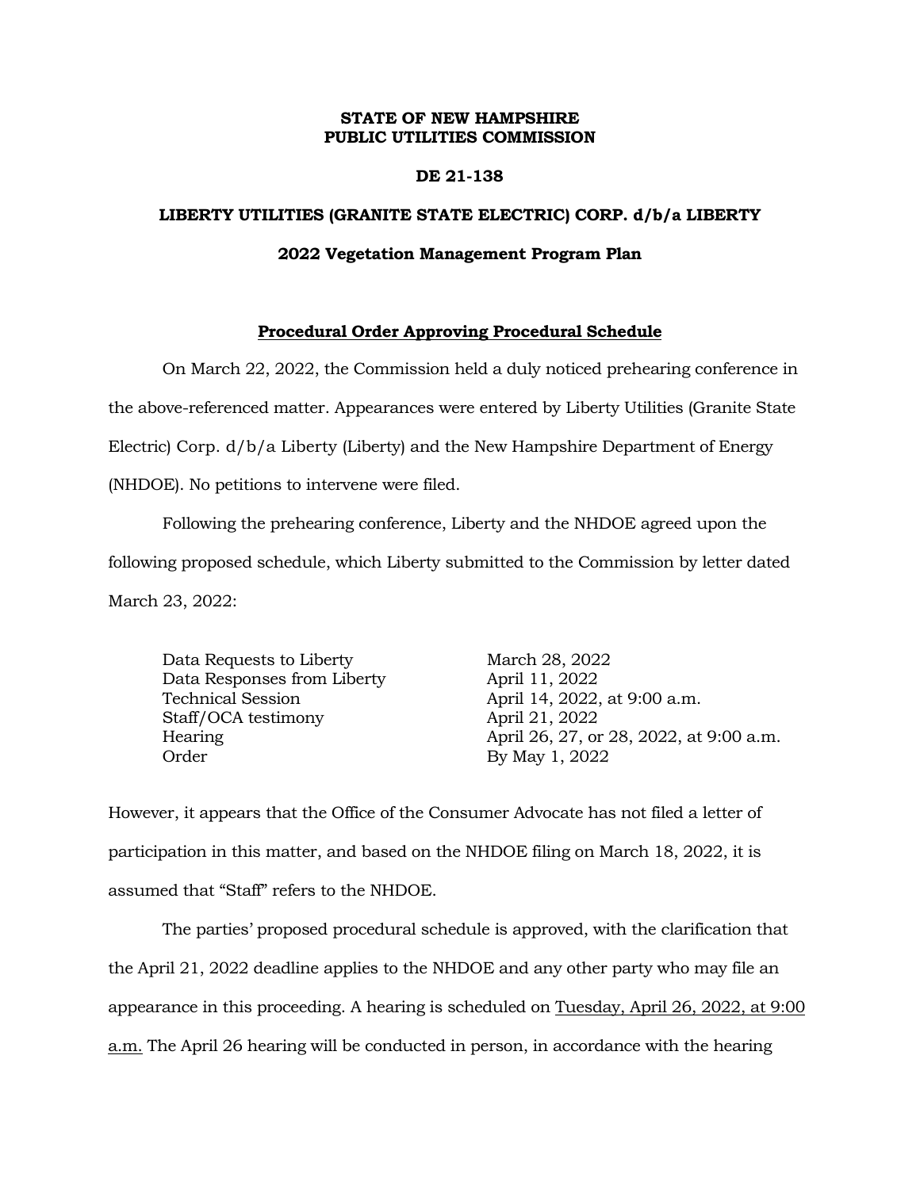**STATE OF NEW HAMPSHIRE**
**PUBLIC UTILITIES COMMISSION**

**DE 21-138**

**LIBERTY UTILITIES (GRANITE STATE ELECTRIC) CORP. d/b/a LIBERTY**

**2022 Vegetation Management Program Plan**

## Procedural Order Approving Procedural Schedule

On March 22, 2022, the Commission held a duly noticed prehearing conference in the above-referenced matter. Appearances were entered by Liberty Utilities (Granite State Electric) Corp. d/b/a Liberty (Liberty) and the New Hampshire Department of Energy (NHDOE). No petitions to intervene were filed.

Following the prehearing conference, Liberty and the NHDOE agreed upon the following proposed schedule, which Liberty submitted to the Commission by letter dated March 23, 2022:

| | |
|---|---|
| Data Requests to Liberty | March 28, 2022 |
| Data Responses from Liberty | April 11, 2022 |
| Technical Session | April 14, 2022, at 9:00 a.m. |
| Staff/OCA testimony | April 21, 2022 |
| Hearing | April 26, 27, or 28, 2022, at 9:00 a.m. |
| Order | By May 1, 2022 |

However, it appears that the Office of the Consumer Advocate has not filed a letter of participation in this matter, and based on the NHDOE filing on March 18, 2022, it is assumed that "Staff" refers to the NHDOE.

The parties' proposed procedural schedule is approved, with the clarification that the April 21, 2022 deadline applies to the NHDOE and any other party who may file an appearance in this proceeding. A hearing is scheduled on <u>Tuesday, April 26, 2022, at 9:00 a.m.</u> The April 26 hearing will be conducted in person, in accordance with the hearing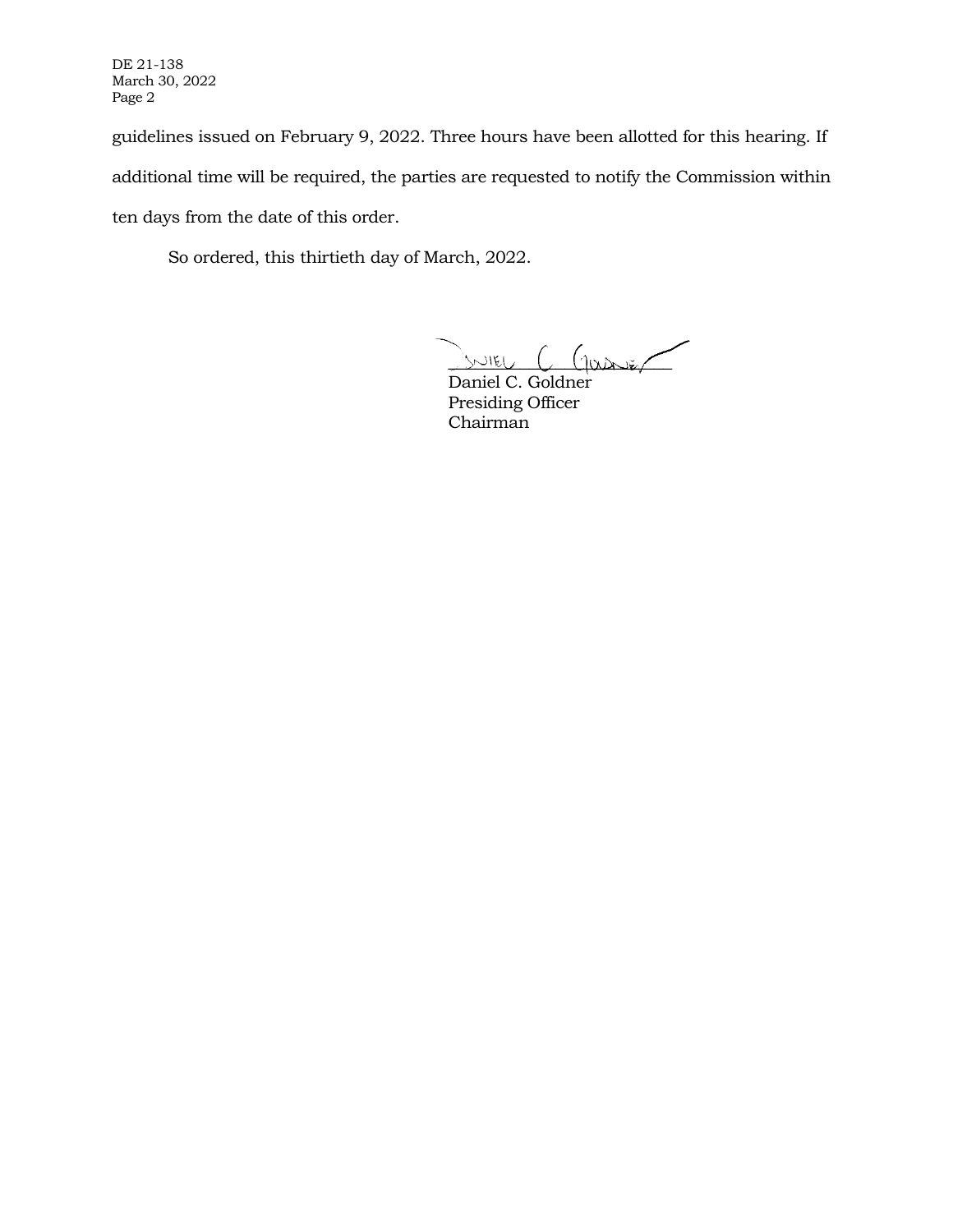guidelines issued on February 9, 2022. Three hours have been allotted for this hearing. If additional time will be required, the parties are requested to notify the Commission within ten days from the date of this order.

So ordered, this thirtieth day of March, 2022.

Daniel C. Goldner  
Presiding Officer  
Chairman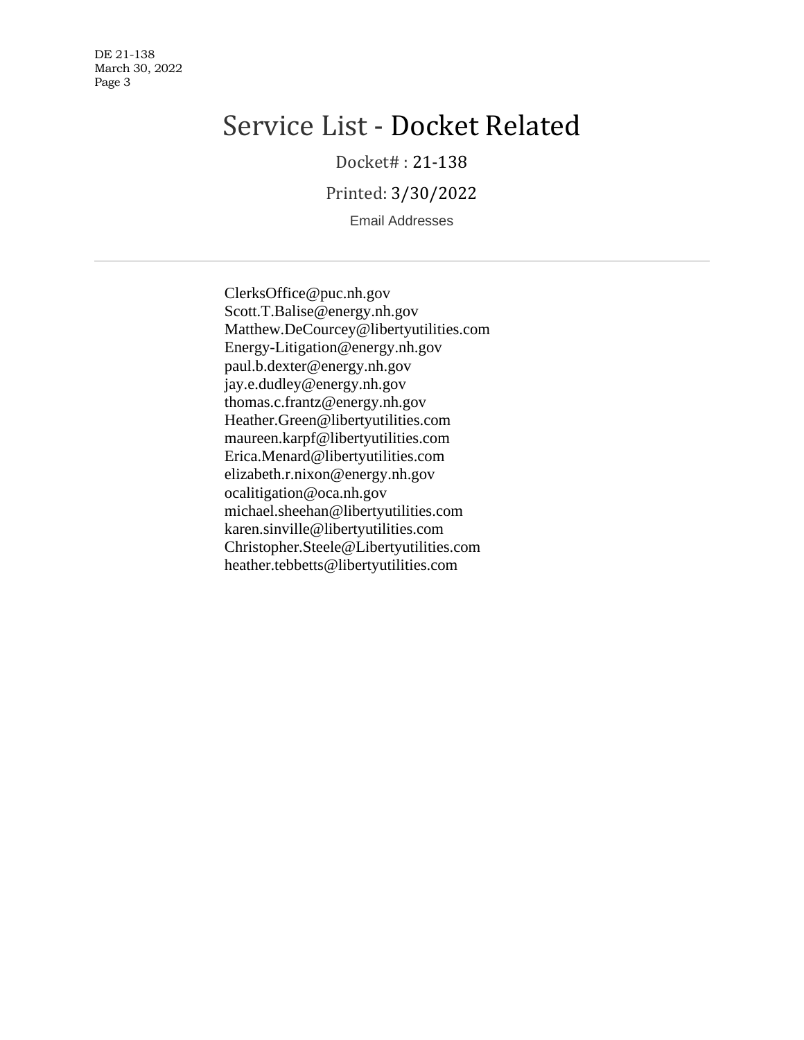# Service List - Docket Related

Docket# : 21-138

Printed: 3/30/2022

Email Addresses

---

ClerksOffice@puc.nh.gov
Scott.T.Balise@energy.nh.gov
Matthew.DeCourcey@libertyutilities.com
Energy-Litigation@energy.nh.gov
paul.b.dexter@energy.nh.gov
jay.e.dudley@energy.nh.gov
thomas.c.frantz@energy.nh.gov
Heather.Green@libertyutilities.com
maureen.karpf@libertyutilities.com
Erica.Menard@libertyutilities.com
elizabeth.r.nixon@energy.nh.gov
ocalitigation@oca.nh.gov
michael.sheehan@libertyutilities.com
karen.sinville@libertyutilities.com
Christopher.Steele@Libertyutilities.com
heather.tebbetts@libertyutilities.com